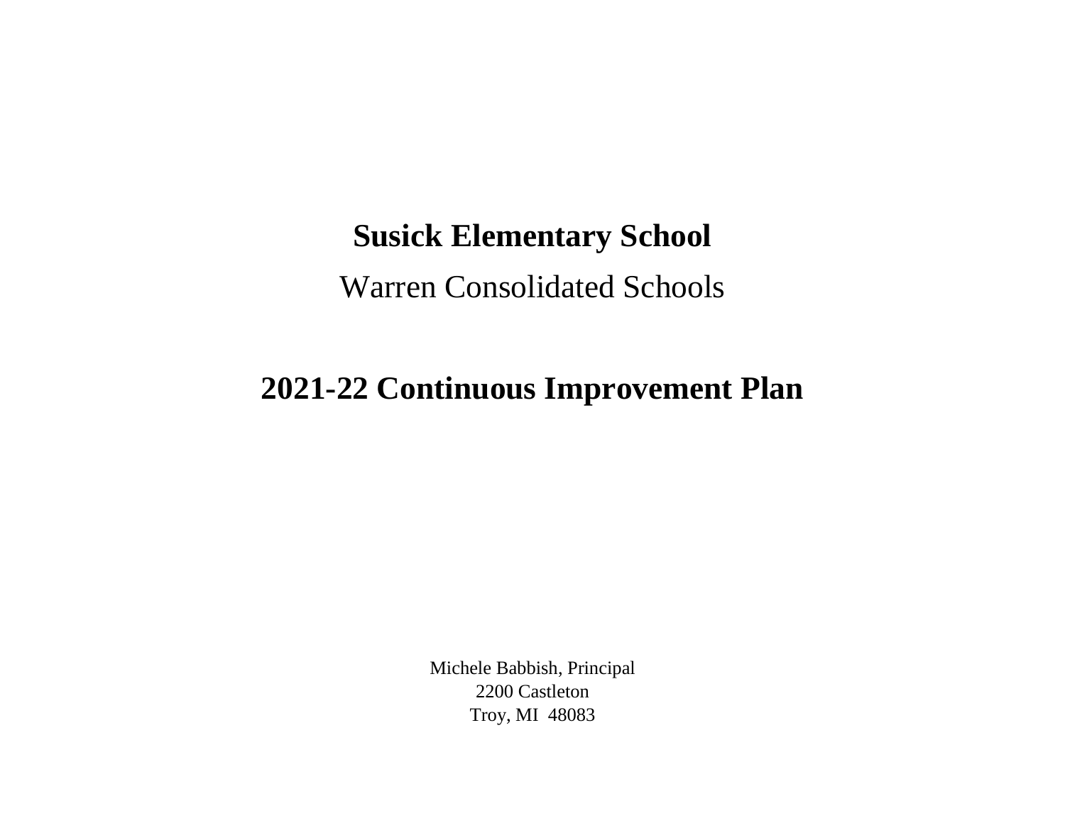# Susick Elementary School

Warren Consolidated Schools

# 2021-22 Continuous Improvement Plan

Michele Babbish, Principal
2200 Castleton
Troy, MI  48083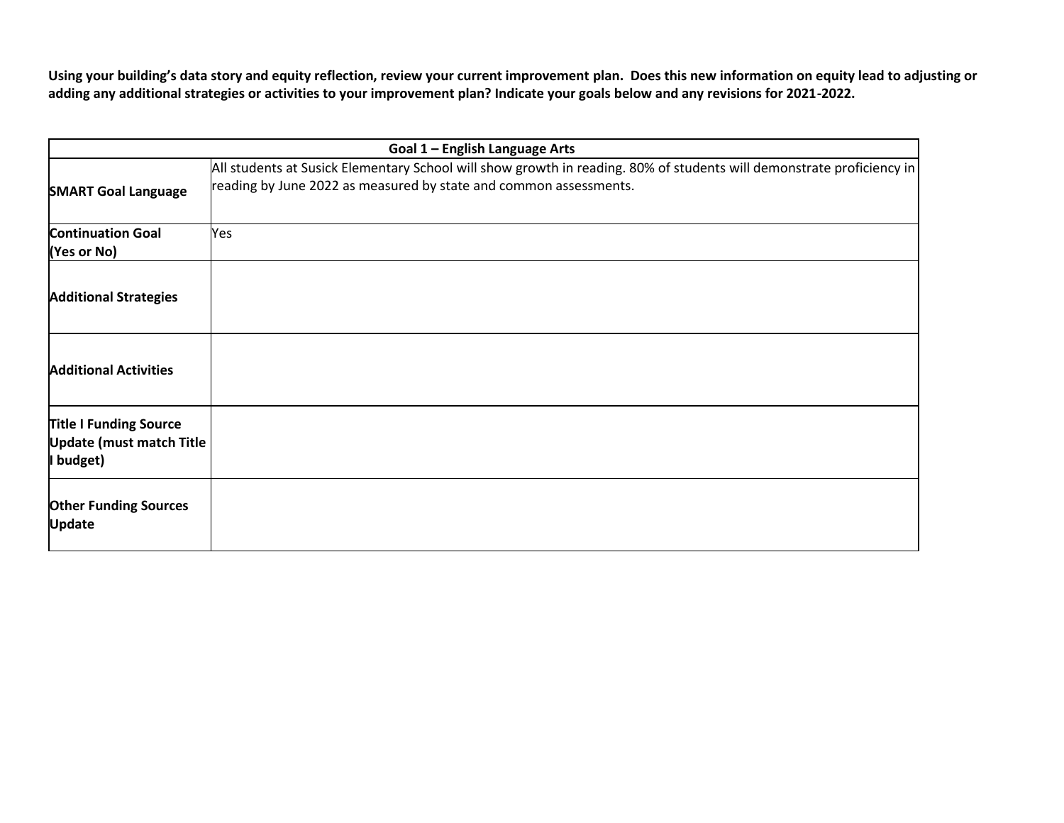**Using your building's data story and equity reflection, review your current improvement plan. Does this new information on equity lead to adjusting or adding any additional strategies or activities to your improvement plan? Indicate your goals below and any revisions for 2021-2022.**

| Goal 1 – English Language Arts | |
|---|---|
| **SMART Goal Language** | All students at Susick Elementary School will show growth in reading. 80% of students will demonstrate proficiency in reading by June 2022 as measured by state and common assessments. |
| **Continuation Goal (Yes or No)** | Yes |
| **Additional Strategies** | |
| **Additional Activities** | |
| **Title I Funding Source Update (must match Title I budget)** | |
| **Other Funding Sources Update** | |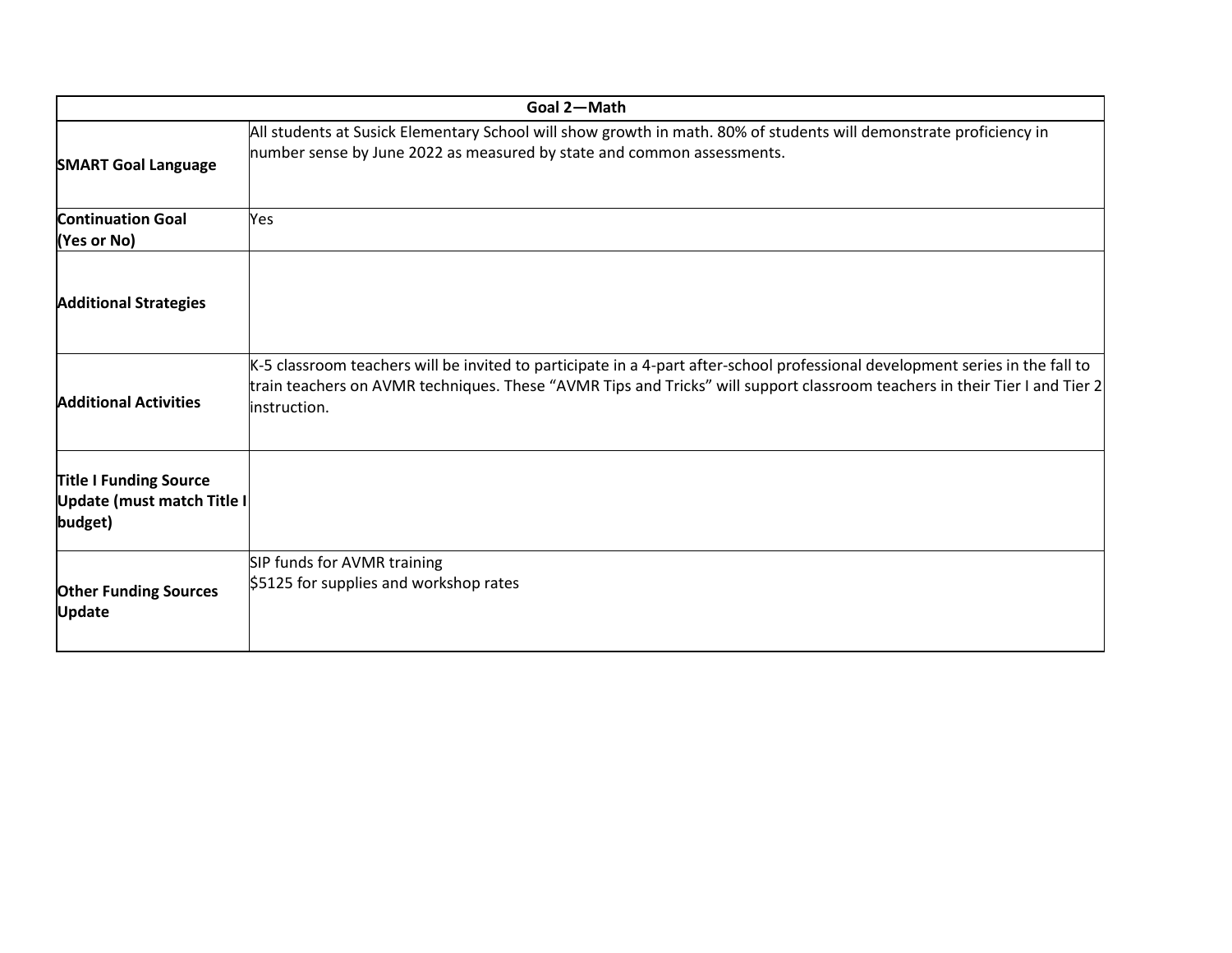| Goal 2—Math | |
|---|---|
| **SMART Goal Language** | All students at Susick Elementary School will show growth in math. 80% of students will demonstrate proficiency in number sense by June 2022 as measured by state and common assessments. |
| **Continuation Goal (Yes or No)** | Yes |
| **Additional Strategies** | |
| **Additional Activities** | K-5 classroom teachers will be invited to participate in a 4-part after-school professional development series in the fall to train teachers on AVMR techniques. These "AVMR Tips and Tricks" will support classroom teachers in their Tier I and Tier 2 instruction. |
| **Title I Funding Source Update (must match Title I budget)** | |
| **Other Funding Sources Update** | SIP funds for AVMR training<br>$5125 for supplies and workshop rates |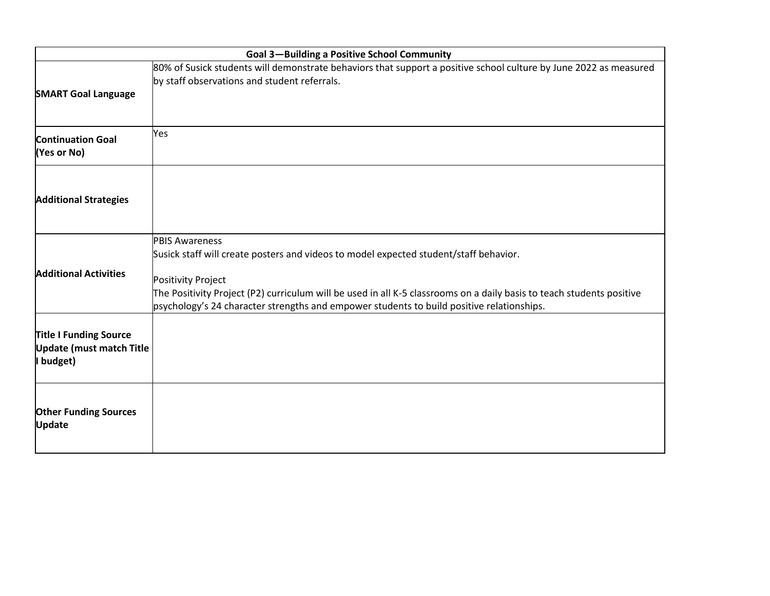| Goal 3—Building a Positive School Community | |
|---|---|
| **SMART Goal Language** | 80% of Susick students will demonstrate behaviors that support a positive school culture by June 2022 as measured by staff observations and student referrals. |
| **Continuation Goal (Yes or No)** | Yes |
| **Additional Strategies** | |
| **Additional Activities** | PBIS Awareness<br>Susick staff will create posters and videos to model expected student/staff behavior.<br><br>Positivity Project<br>The Positivity Project (P2) curriculum will be used in all K-5 classrooms on a daily basis to teach students positive psychology's 24 character strengths and empower students to build positive relationships. |
| **Title I Funding Source Update (must match Title I budget)** | |
| **Other Funding Sources Update** | |